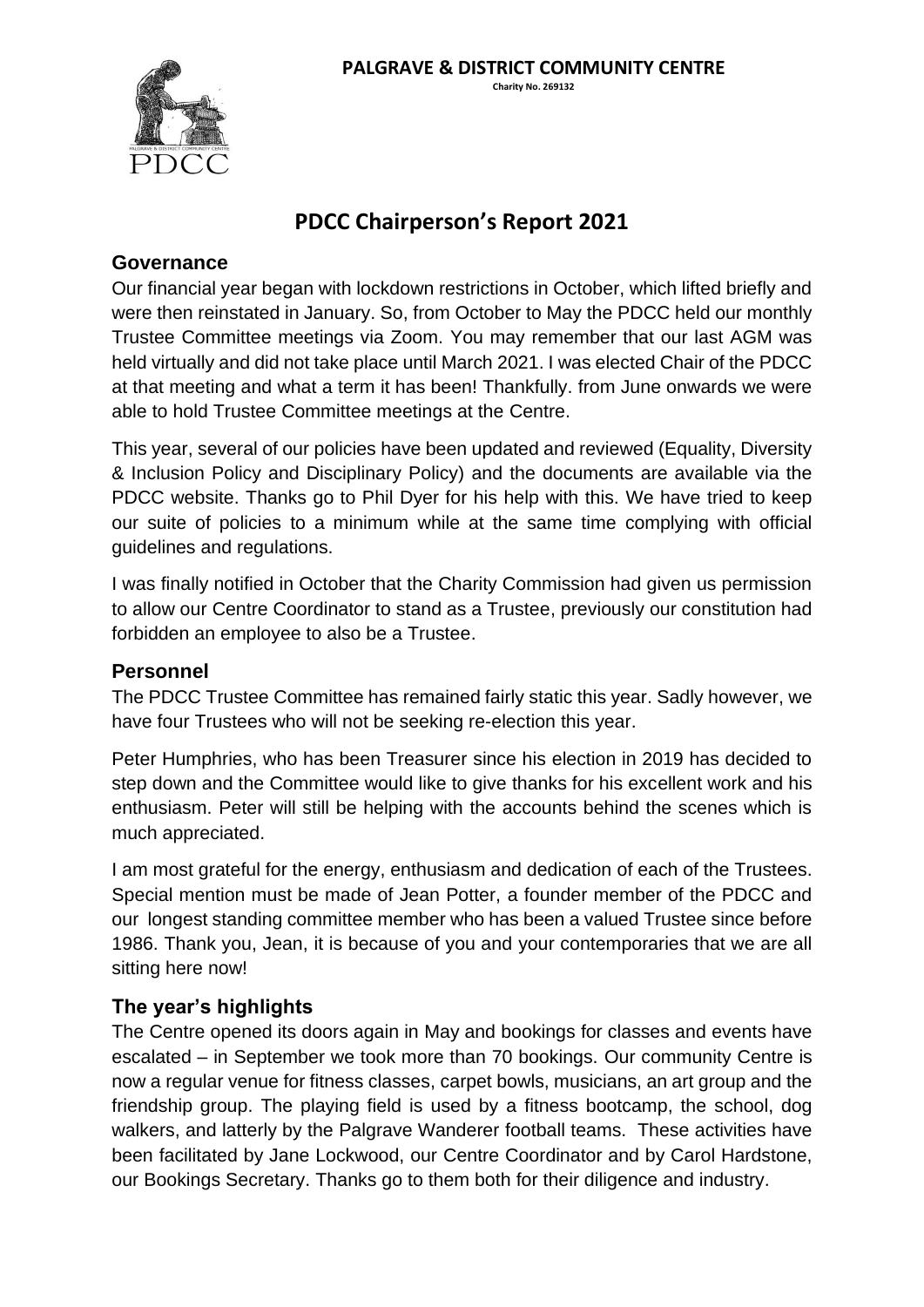**PALGRAVE & DISTRICT COMMUNITY CENTRE**

**Charity No. 269132**

# PDCC Chairperson's Report 2021

## Governance

Our financial year began with lockdown restrictions in October, which lifted briefly and were then reinstated in January. So, from October to May the PDCC held our monthly Trustee Committee meetings via Zoom. You may remember that our last AGM was held virtually and did not take place until March 2021. I was elected Chair of the PDCC at that meeting and what a term it has been! Thankfully. from June onwards we were able to hold Trustee Committee meetings at the Centre.

This year, several of our policies have been updated and reviewed (Equality, Diversity & Inclusion Policy and Disciplinary Policy) and the documents are available via the PDCC website. Thanks go to Phil Dyer for his help with this. We have tried to keep our suite of policies to a minimum while at the same time complying with official guidelines and regulations.

I was finally notified in October that the Charity Commission had given us permission to allow our Centre Coordinator to stand as a Trustee, previously our constitution had forbidden an employee to also be a Trustee.

## Personnel

The PDCC Trustee Committee has remained fairly static this year. Sadly however, we have four Trustees who will not be seeking re-election this year.

Peter Humphries, who has been Treasurer since his election in 2019 has decided to step down and the Committee would like to give thanks for his excellent work and his enthusiasm. Peter will still be helping with the accounts behind the scenes which is much appreciated.

I am most grateful for the energy, enthusiasm and dedication of each of the Trustees. Special mention must be made of Jean Potter, a founder member of the PDCC and our longest standing committee member who has been a valued Trustee since before 1986. Thank you, Jean, it is because of you and your contemporaries that we are all sitting here now!

## The year's highlights

The Centre opened its doors again in May and bookings for classes and events have escalated – in September we took more than 70 bookings. Our community Centre is now a regular venue for fitness classes, carpet bowls, musicians, an art group and the friendship group. The playing field is used by a fitness bootcamp, the school, dog walkers, and latterly by the Palgrave Wanderer football teams. These activities have been facilitated by Jane Lockwood, our Centre Coordinator and by Carol Hardstone, our Bookings Secretary. Thanks go to them both for their diligence and industry.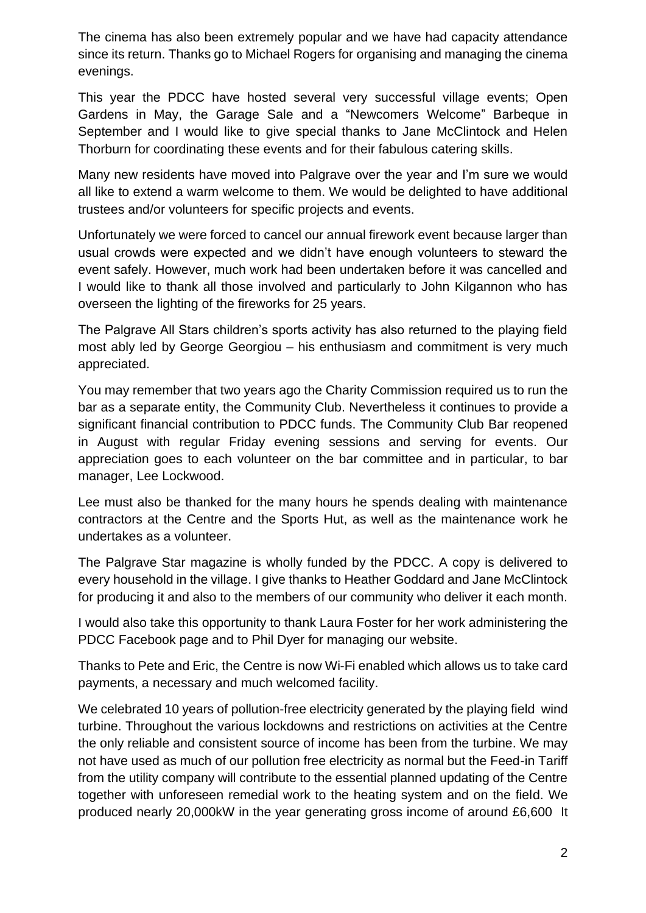The cinema has also been extremely popular and we have had capacity attendance since its return. Thanks go to Michael Rogers for organising and managing the cinema evenings.

This year the PDCC have hosted several very successful village events; Open Gardens in May, the Garage Sale and a "Newcomers Welcome" Barbeque in September and I would like to give special thanks to Jane McClintock and Helen Thorburn for coordinating these events and for their fabulous catering skills.

Many new residents have moved into Palgrave over the year and I'm sure we would all like to extend a warm welcome to them. We would be delighted to have additional trustees and/or volunteers for specific projects and events.

Unfortunately we were forced to cancel our annual firework event because larger than usual crowds were expected and we didn't have enough volunteers to steward the event safely. However, much work had been undertaken before it was cancelled and I would like to thank all those involved and particularly to John Kilgannon who has overseen the lighting of the fireworks for 25 years.

The Palgrave All Stars children's sports activity has also returned to the playing field most ably led by George Georgiou – his enthusiasm and commitment is very much appreciated.

You may remember that two years ago the Charity Commission required us to run the bar as a separate entity, the Community Club. Nevertheless it continues to provide a significant financial contribution to PDCC funds. The Community Club Bar reopened in August with regular Friday evening sessions and serving for events. Our appreciation goes to each volunteer on the bar committee and in particular, to bar manager, Lee Lockwood.

Lee must also be thanked for the many hours he spends dealing with maintenance contractors at the Centre and the Sports Hut, as well as the maintenance work he undertakes as a volunteer.

The Palgrave Star magazine is wholly funded by the PDCC. A copy is delivered to every household in the village. I give thanks to Heather Goddard and Jane McClintock for producing it and also to the members of our community who deliver it each month.

I would also take this opportunity to thank Laura Foster for her work administering the PDCC Facebook page and to Phil Dyer for managing our website.

Thanks to Pete and Eric, the Centre is now Wi-Fi enabled which allows us to take card payments, a necessary and much welcomed facility.

We celebrated 10 years of pollution-free electricity generated by the playing field wind turbine. Throughout the various lockdowns and restrictions on activities at the Centre the only reliable and consistent source of income has been from the turbine. We may not have used as much of our pollution free electricity as normal but the Feed-in Tariff from the utility company will contribute to the essential planned updating of the Centre together with unforeseen remedial work to the heating system and on the field. We produced nearly 20,000kW in the year generating gross income of around £6,600 It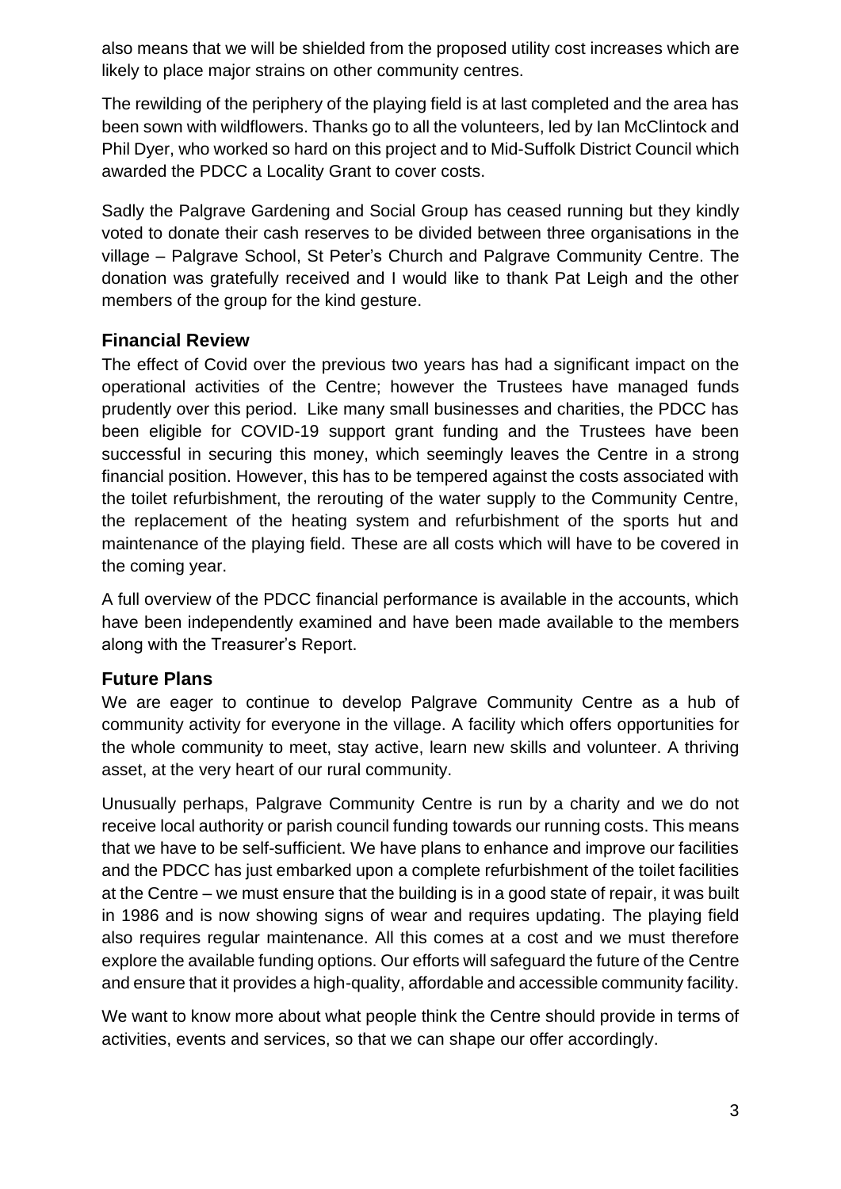also means that we will be shielded from the proposed utility cost increases which are likely to place major strains on other community centres.

The rewilding of the periphery of the playing field is at last completed and the area has been sown with wildflowers. Thanks go to all the volunteers, led by Ian McClintock and Phil Dyer, who worked so hard on this project and to Mid-Suffolk District Council which awarded the PDCC a Locality Grant to cover costs.

Sadly the Palgrave Gardening and Social Group has ceased running but they kindly voted to donate their cash reserves to be divided between three organisations in the village – Palgrave School, St Peter's Church and Palgrave Community Centre. The donation was gratefully received and I would like to thank Pat Leigh and the other members of the group for the kind gesture.

## Financial Review

The effect of Covid over the previous two years has had a significant impact on the operational activities of the Centre; however the Trustees have managed funds prudently over this period. Like many small businesses and charities, the PDCC has been eligible for COVID-19 support grant funding and the Trustees have been successful in securing this money, which seemingly leaves the Centre in a strong financial position. However, this has to be tempered against the costs associated with the toilet refurbishment, the rerouting of the water supply to the Community Centre, the replacement of the heating system and refurbishment of the sports hut and maintenance of the playing field. These are all costs which will have to be covered in the coming year.

A full overview of the PDCC financial performance is available in the accounts, which have been independently examined and have been made available to the members along with the Treasurer's Report.

## Future Plans

We are eager to continue to develop Palgrave Community Centre as a hub of community activity for everyone in the village. A facility which offers opportunities for the whole community to meet, stay active, learn new skills and volunteer. A thriving asset, at the very heart of our rural community.

Unusually perhaps, Palgrave Community Centre is run by a charity and we do not receive local authority or parish council funding towards our running costs. This means that we have to be self-sufficient. We have plans to enhance and improve our facilities and the PDCC has just embarked upon a complete refurbishment of the toilet facilities at the Centre – we must ensure that the building is in a good state of repair, it was built in 1986 and is now showing signs of wear and requires updating. The playing field also requires regular maintenance. All this comes at a cost and we must therefore explore the available funding options. Our efforts will safeguard the future of the Centre and ensure that it provides a high-quality, affordable and accessible community facility.

We want to know more about what people think the Centre should provide in terms of activities, events and services, so that we can shape our offer accordingly.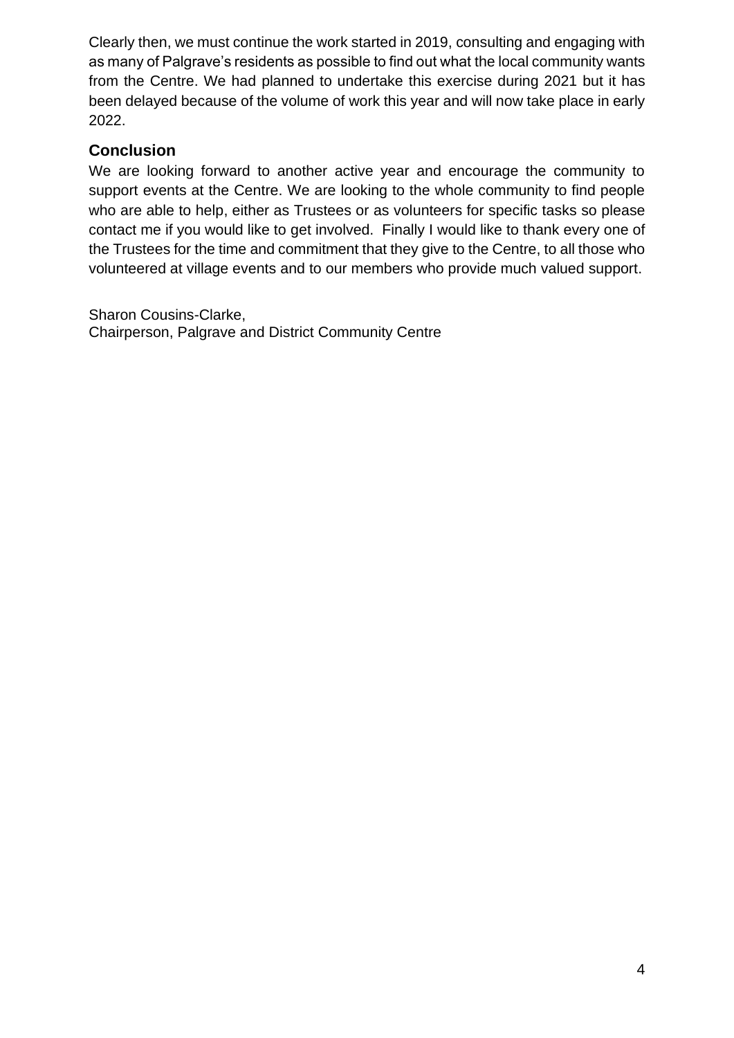Clearly then, we must continue the work started in 2019, consulting and engaging with as many of Palgrave's residents as possible to find out what the local community wants from the Centre. We had planned to undertake this exercise during 2021 but it has been delayed because of the volume of work this year and will now take place in early 2022.

## Conclusion

We are looking forward to another active year and encourage the community to support events at the Centre. We are looking to the whole community to find people who are able to help, either as Trustees or as volunteers for specific tasks so please contact me if you would like to get involved. Finally I would like to thank every one of the Trustees for the time and commitment that they give to the Centre, to all those who volunteered at village events and to our members who provide much valued support.

Sharon Cousins-Clarke,
Chairperson, Palgrave and District Community Centre